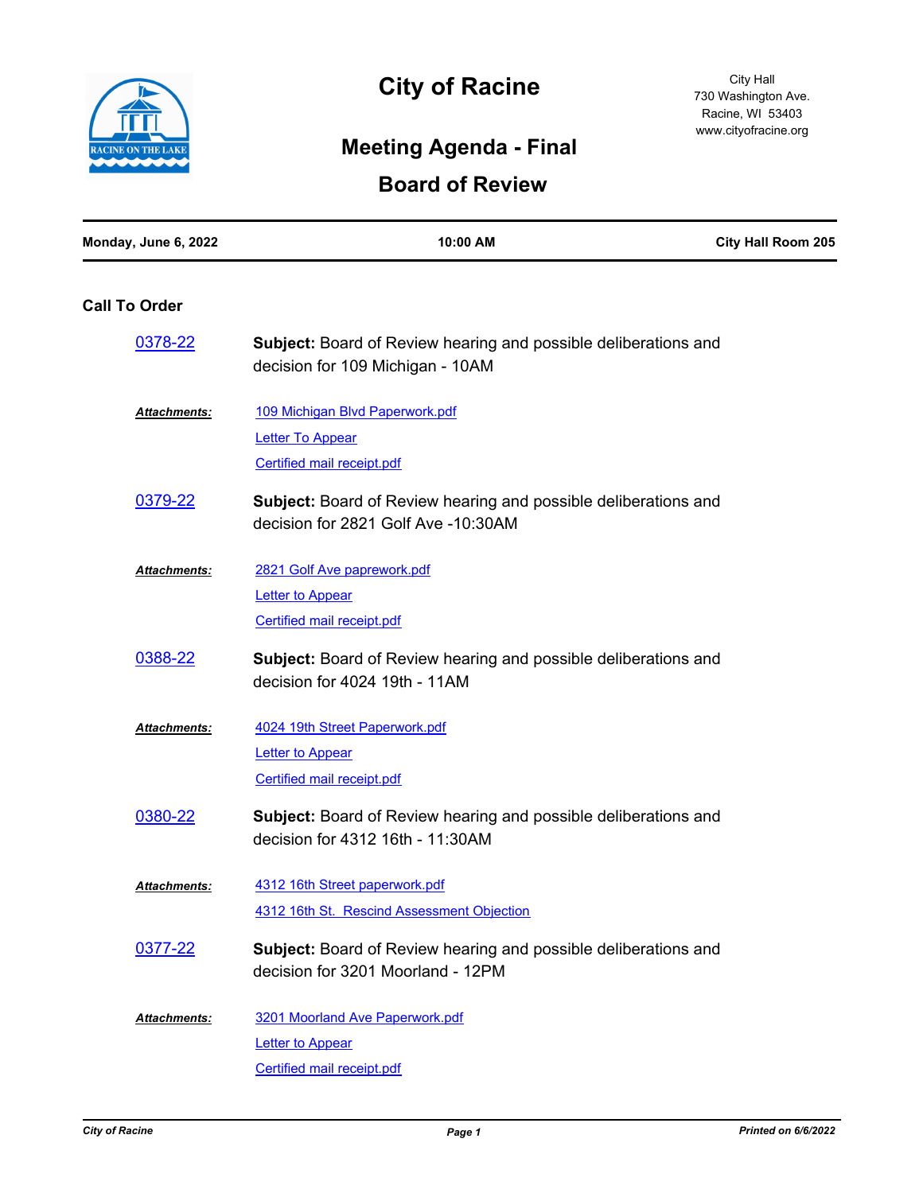# City of Racine

City Hall
730 Washington Ave.
Racine, WI 53403
www.cityofracine.org

## Meeting Agenda - Final

## Board of Review

**Monday, June 6, 2022** | **10:00 AM** | **City Hall Room 205**

### Call To Order

**0378-22** — **Subject:** Board of Review hearing and possible deliberations and decision for 109 Michigan - 10AM

***Attachments:***
- 109 Michigan Blvd Paperwork.pdf
- Letter To Appear
- Certified mail receipt.pdf

**0379-22** — **Subject:** Board of Review hearing and possible deliberations and decision for 2821 Golf Ave -10:30AM

***Attachments:***
- 2821 Golf Ave paprework.pdf
- Letter to Appear
- Certified mail receipt.pdf

**0388-22** — **Subject:** Board of Review hearing and possible deliberations and decision for 4024 19th - 11AM

***Attachments:***
- 4024 19th Street Paperwork.pdf
- Letter to Appear
- Certified mail receipt.pdf

**0380-22** — **Subject:** Board of Review hearing and possible deliberations and decision for 4312 16th - 11:30AM

***Attachments:***
- 4312 16th Street paperwork.pdf
- 4312 16th St. Rescind Assessment Objection

**0377-22** — **Subject:** Board of Review hearing and possible deliberations and decision for 3201 Moorland - 12PM

***Attachments:***
- 3201 Moorland Ave Paperwork.pdf
- Letter to Appear
- Certified mail receipt.pdf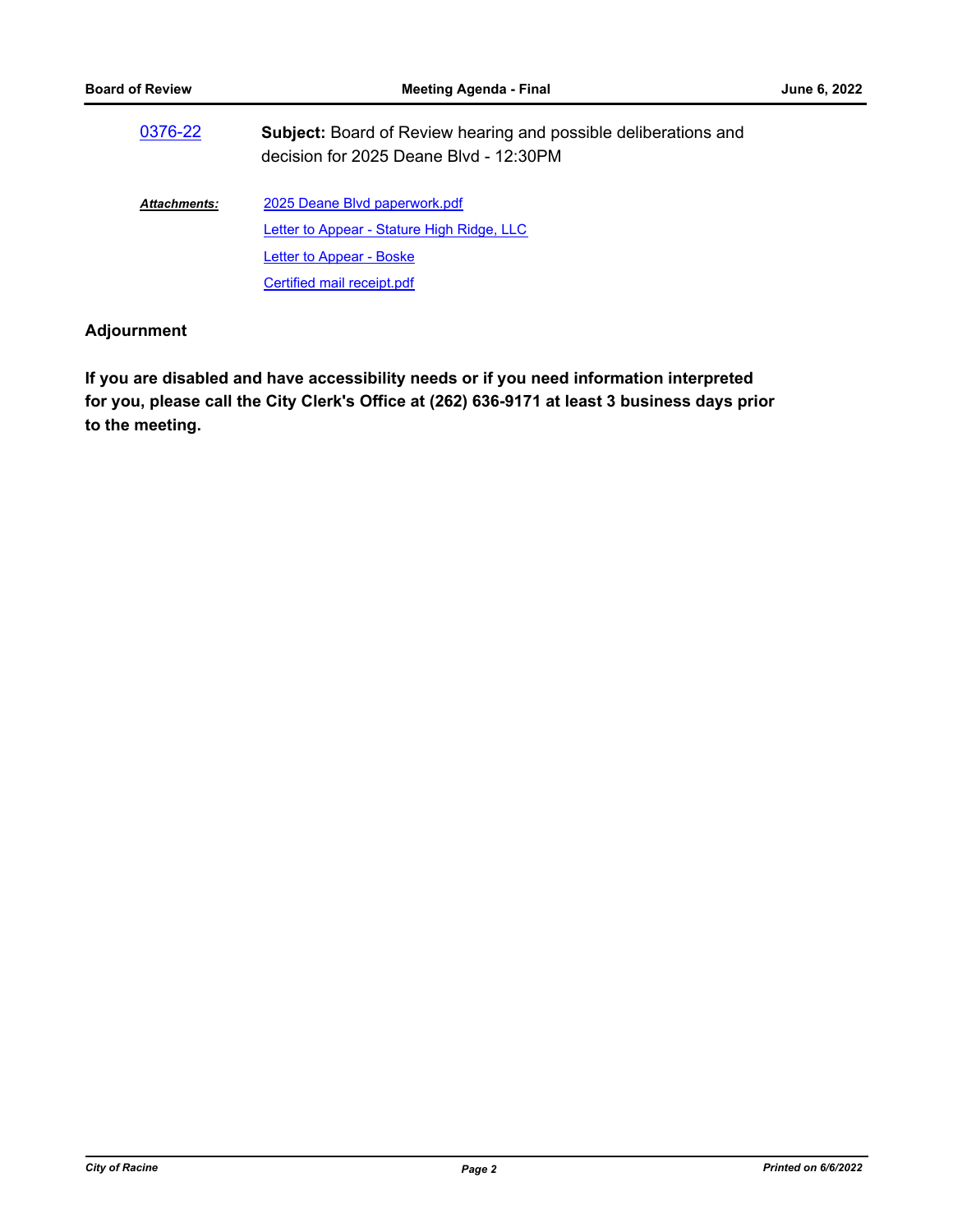0376-22 **Subject:** Board of Review hearing and possible deliberations and decision for 2025 Deane Blvd - 12:30PM

***Attachments:*** 2025 Deane Blvd paperwork.pdf
Letter to Appear - Stature High Ridge, LLC
Letter to Appear - Boske
Certified mail receipt.pdf

## Adjournment

**If you are disabled and have accessibility needs or if you need information interpreted for you, please call the City Clerk's Office at (262) 636-9171 at least 3 business days prior to the meeting.**